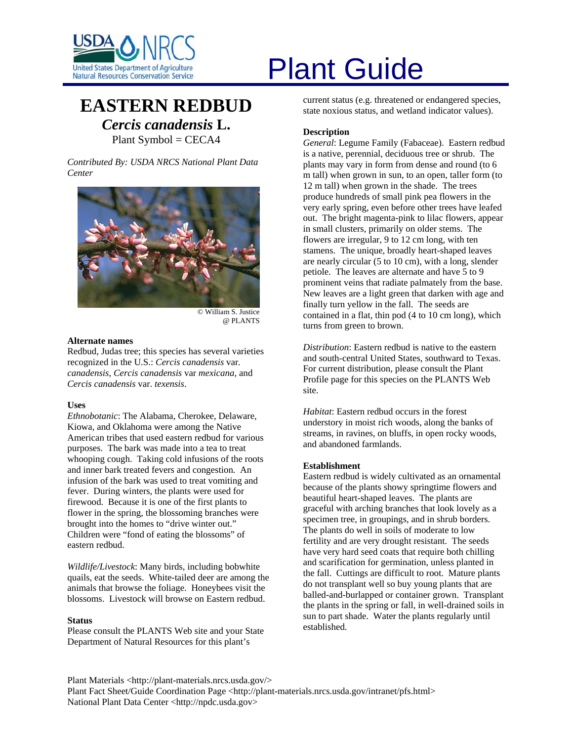# Plant Guide

# EASTERN REDBUD

## *Cercis canadensis* L.

Plant Symbol = CECA4

*Contributed By: USDA NRCS National Plant Data Center*

© William S. Justice @ PLANTS

### Alternate names

Redbud, Judas tree; this species has several varieties recognized in the U.S.: *Cercis canadensis* var. *canadensis*, *Cercis canadensis* var *mexicana*, and *Cercis canadensis* var. *texensis*.

### Uses

*Ethnobotanic*: The Alabama, Cherokee, Delaware, Kiowa, and Oklahoma were among the Native American tribes that used eastern redbud for various purposes. The bark was made into a tea to treat whooping cough. Taking cold infusions of the roots and inner bark treated fevers and congestion. An infusion of the bark was used to treat vomiting and fever. During winters, the plants were used for firewood. Because it is one of the first plants to flower in the spring, the blossoming branches were brought into the homes to "drive winter out." Children were "fond of eating the blossoms" of eastern redbud.

*Wildlife/Livestock*: Many birds, including bobwhite quails, eat the seeds. White-tailed deer are among the animals that browse the foliage. Honeybees visit the blossoms. Livestock will browse on Eastern redbud.

### Status

Please consult the PLANTS Web site and your State Department of Natural Resources for this plant's current status (e.g. threatened or endangered species, state noxious status, and wetland indicator values).

### Description

*General*: Legume Family (Fabaceae). Eastern redbud is a native, perennial, deciduous tree or shrub. The plants may vary in form from dense and round (to 6 m tall) when grown in sun, to an open, taller form (to 12 m tall) when grown in the shade. The trees produce hundreds of small pink pea flowers in the very early spring, even before other trees have leafed out. The bright magenta-pink to lilac flowers, appear in small clusters, primarily on older stems. The flowers are irregular, 9 to 12 cm long, with ten stamens. The unique, broadly heart-shaped leaves are nearly circular (5 to 10 cm), with a long, slender petiole. The leaves are alternate and have 5 to 9 prominent veins that radiate palmately from the base. New leaves are a light green that darken with age and finally turn yellow in the fall. The seeds are contained in a flat, thin pod (4 to 10 cm long), which turns from green to brown.

*Distribution*: Eastern redbud is native to the eastern and south-central United States, southward to Texas. For current distribution, please consult the Plant Profile page for this species on the PLANTS Web site.

*Habitat*: Eastern redbud occurs in the forest understory in moist rich woods, along the banks of streams, in ravines, on bluffs, in open rocky woods, and abandoned farmlands.

### Establishment

Eastern redbud is widely cultivated as an ornamental because of the plants showy springtime flowers and beautiful heart-shaped leaves. The plants are graceful with arching branches that look lovely as a specimen tree, in groupings, and in shrub borders. The plants do well in soils of moderate to low fertility and are very drought resistant. The seeds have very hard seed coats that require both chilling and scarification for germination, unless planted in the fall. Cuttings are difficult to root. Mature plants do not transplant well so buy young plants that are balled-and-burlapped or container grown. Transplant the plants in the spring or fall, in well-drained soils in sun to part shade. Water the plants regularly until established.

Plant Materials <http://plant-materials.nrcs.usda.gov/>
Plant Fact Sheet/Guide Coordination Page <http://plant-materials.nrcs.usda.gov/intranet/pfs.html>
National Plant Data Center <http://npdc.usda.gov>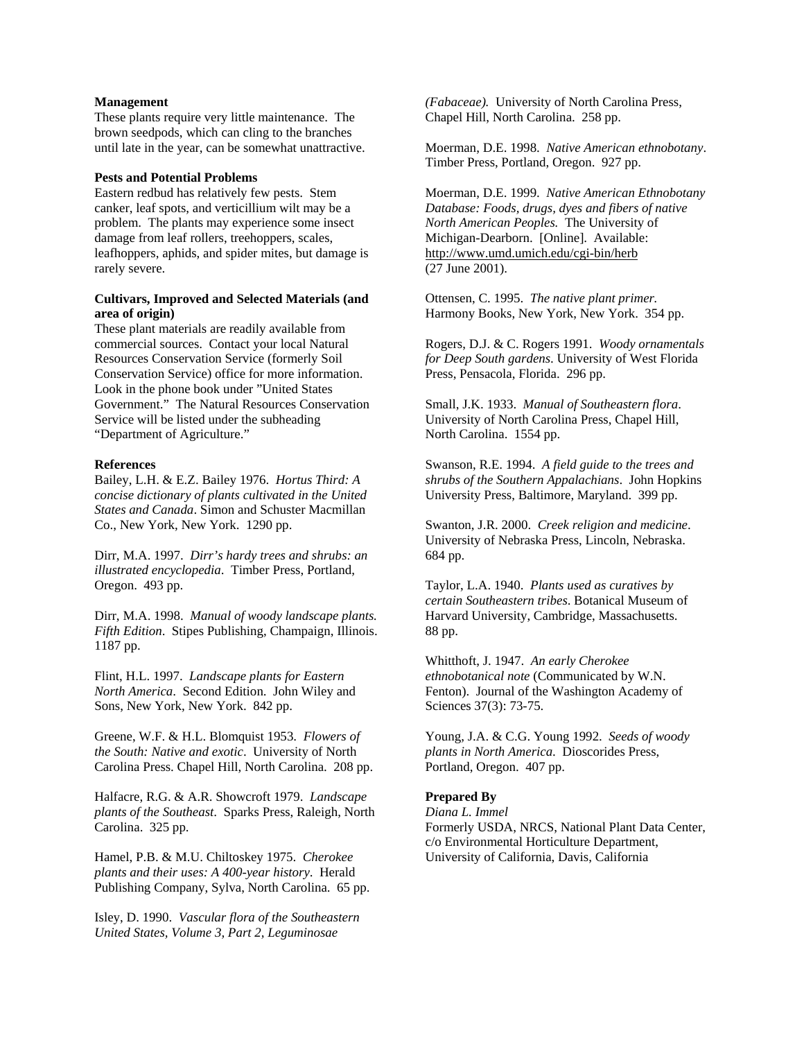**Management**

These plants require very little maintenance. The brown seedpods, which can cling to the branches until late in the year, can be somewhat unattractive.

**Pests and Potential Problems**

Eastern redbud has relatively few pests. Stem canker, leaf spots, and verticillium wilt may be a problem. The plants may experience some insect damage from leaf rollers, treehoppers, scales, leafhoppers, aphids, and spider mites, but damage is rarely severe.

**Cultivars, Improved and Selected Materials (and area of origin)**

These plant materials are readily available from commercial sources. Contact your local Natural Resources Conservation Service (formerly Soil Conservation Service) office for more information. Look in the phone book under "United States Government." The Natural Resources Conservation Service will be listed under the subheading "Department of Agriculture."

**References**

Bailey, L.H. & E.Z. Bailey 1976. *Hortus Third: A concise dictionary of plants cultivated in the United States and Canada*. Simon and Schuster Macmillan Co., New York, New York. 1290 pp.

Dirr, M.A. 1997. *Dirr's hardy trees and shrubs: an illustrated encyclopedia*. Timber Press, Portland, Oregon. 493 pp.

Dirr, M.A. 1998. *Manual of woody landscape plants. Fifth Edition*. Stipes Publishing, Champaign, Illinois. 1187 pp.

Flint, H.L. 1997. *Landscape plants for Eastern North America*. Second Edition. John Wiley and Sons, New York, New York. 842 pp.

Greene, W.F. & H.L. Blomquist 1953. *Flowers of the South: Native and exotic*. University of North Carolina Press. Chapel Hill, North Carolina. 208 pp.

Halfacre, R.G. & A.R. Showcroft 1979. *Landscape plants of the Southeast*. Sparks Press, Raleigh, North Carolina. 325 pp.

Hamel, P.B. & M.U. Chiltoskey 1975. *Cherokee plants and their uses: A 400-year history*. Herald Publishing Company, Sylva, North Carolina. 65 pp.

Isley, D. 1990. *Vascular flora of the Southeastern United States, Volume 3, Part 2, Leguminosae (Fabaceae).* University of North Carolina Press, Chapel Hill, North Carolina. 258 pp.

Moerman, D.E. 1998. *Native American ethnobotany*. Timber Press, Portland, Oregon. 927 pp.

Moerman, D.E. 1999. *Native American Ethnobotany Database: Foods, drugs, dyes and fibers of native North American Peoples.* The University of Michigan-Dearborn. [Online]. Available: http://www.umd.umich.edu/cgi-bin/herb (27 June 2001).

Ottensen, C. 1995. *The native plant primer.* Harmony Books, New York, New York. 354 pp.

Rogers, D.J. & C. Rogers 1991. *Woody ornamentals for Deep South gardens*. University of West Florida Press, Pensacola, Florida. 296 pp.

Small, J.K. 1933. *Manual of Southeastern flora*. University of North Carolina Press, Chapel Hill, North Carolina. 1554 pp.

Swanson, R.E. 1994. *A field guide to the trees and shrubs of the Southern Appalachians*. John Hopkins University Press, Baltimore, Maryland. 399 pp.

Swanton, J.R. 2000. *Creek religion and medicine*. University of Nebraska Press, Lincoln, Nebraska. 684 pp.

Taylor, L.A. 1940. *Plants used as curatives by certain Southeastern tribes*. Botanical Museum of Harvard University, Cambridge, Massachusetts. 88 pp.

Whitthoft, J. 1947. *An early Cherokee ethnobotanical note* (Communicated by W.N. Fenton). Journal of the Washington Academy of Sciences 37(3): 73-75.

Young, J.A. & C.G. Young 1992. *Seeds of woody plants in North America*. Dioscorides Press, Portland, Oregon. 407 pp.

**Prepared By**

*Diana L. Immel*
Formerly USDA, NRCS, National Plant Data Center, c/o Environmental Horticulture Department, University of California, Davis, California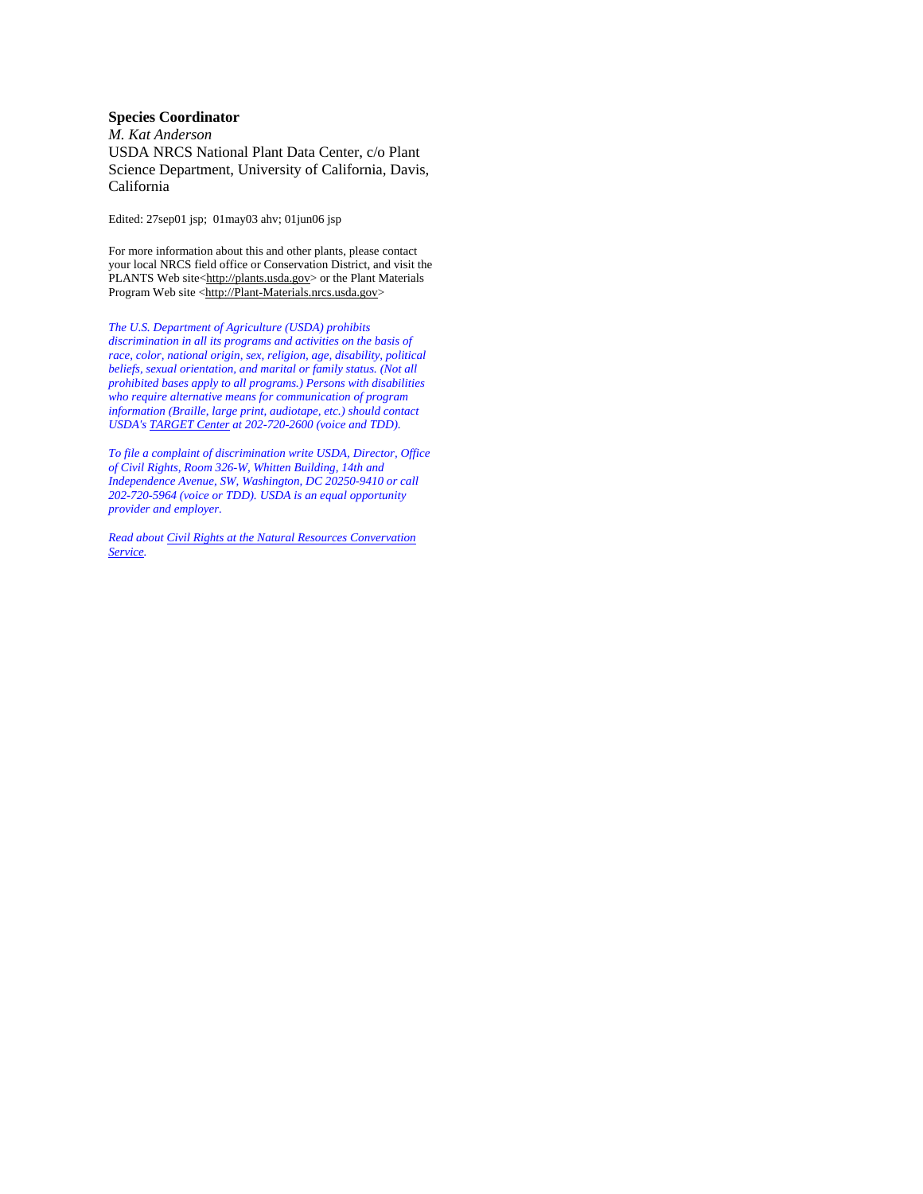**Species Coordinator**

*M. Kat Anderson*

USDA NRCS National Plant Data Center, c/o Plant Science Department, University of California, Davis, California

Edited: 27sep01 jsp; 01may03 ahv; 01jun06 jsp

For more information about this and other plants, please contact your local NRCS field office or Conservation District, and visit the PLANTS Web site<http://plants.usda.gov> or the Plant Materials Program Web site <http://Plant-Materials.nrcs.usda.gov>

*The U.S. Department of Agriculture (USDA) prohibits discrimination in all its programs and activities on the basis of race, color, national origin, sex, religion, age, disability, political beliefs, sexual orientation, and marital or family status. (Not all prohibited bases apply to all programs.) Persons with disabilities who require alternative means for communication of program information (Braille, large print, audiotape, etc.) should contact USDA's TARGET Center at 202-720-2600 (voice and TDD).*

*To file a complaint of discrimination write USDA, Director, Office of Civil Rights, Room 326-W, Whitten Building, 14th and Independence Avenue, SW, Washington, DC 20250-9410 or call 202-720-5964 (voice or TDD). USDA is an equal opportunity provider and employer.*

*Read about Civil Rights at the Natural Resources Convervation Service.*